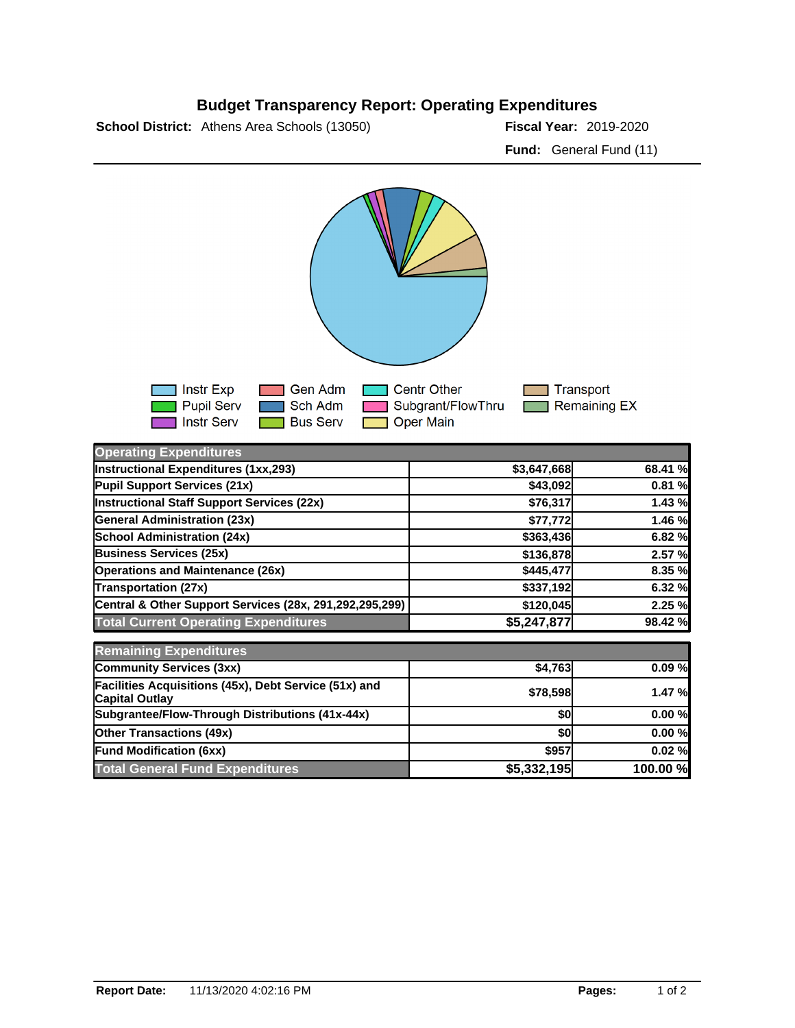# Budget Transparency Report: Operating Expenditures

**School District:** Athens Area Schools (13050)

**Fiscal Year:** 2019-2020

**Fund:** General Fund (11)

Instr Exp, Pupil Serv, Instr Serv, Gen Adm, Sch Adm, Bus Serv, Centr Other, Subgrant/FlowThru, Oper Main, Transport, Remaining EX

| Operating Expenditures | | |
|---|---|---|
| Instructional Expenditures (1xx,293) | $3,647,668 | 68.41 % |
| Pupil Support Services (21x) | $43,092 | 0.81 % |
| Instructional Staff Support Services (22x) | $76,317 | 1.43 % |
| General Administration (23x) | $77,772 | 1.46 % |
| School Administration (24x) | $363,436 | 6.82 % |
| Business Services (25x) | $136,878 | 2.57 % |
| Operations and Maintenance (26x) | $445,477 | 8.35 % |
| Transportation (27x) | $337,192 | 6.32 % |
| Central & Other Support Services (28x, 291,292,295,299) | $120,045 | 2.25 % |
| **Total Current Operating Expenditures** | **$5,247,877** | **98.42 %** |

| Remaining Expenditures | | |
|---|---|---|
| Community Services (3xx) | $4,763 | 0.09 % |
| Facilities Acquisitions (45x), Debt Service (51x) and Capital Outlay | $78,598 | 1.47 % |
| Subgrantee/Flow-Through Distributions (41x-44x) | $0 | 0.00 % |
| Other Transactions (49x) | $0 | 0.00 % |
| Fund Modification (6xx) | $957 | 0.02 % |
| **Total General Fund Expenditures** | **$5,332,195** | **100.00 %** |

**Report Date:** 11/13/2020 4:02:16 PM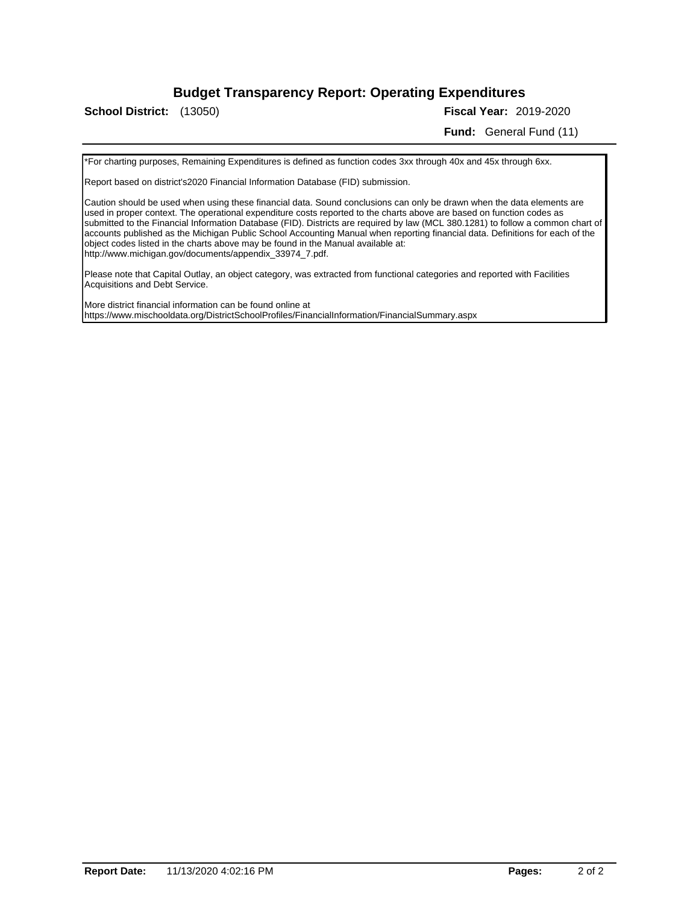# Budget Transparency Report: Operating Expenditures

**School District:** (13050)

**Fiscal Year:** 2019-2020

**Fund:** General Fund (11)

*For charting purposes, Remaining Expenditures is defined as function codes 3xx through 40x and 45x through 6xx.

Report based on district's2020 Financial Information Database (FID) submission.

Caution should be used when using these financial data. Sound conclusions can only be drawn when the data elements are used in proper context. The operational expenditure costs reported to the charts above are based on function codes as submitted to the Financial Information Database (FID). Districts are required by law (MCL 380.1281) to follow a common chart of accounts published as the Michigan Public School Accounting Manual when reporting financial data. Definitions for each of the object codes listed in the charts above may be found in the Manual available at: http://www.michigan.gov/documents/appendix_33974_7.pdf.

Please note that Capital Outlay, an object category, was extracted from functional categories and reported with Facilities Acquisitions and Debt Service.

More district financial information can be found online at https://www.mischooldata.org/DistrictSchoolProfiles/FinancialInformation/FinancialSummary.aspx

**Report Date:** 11/13/2020 4:02:16 PM